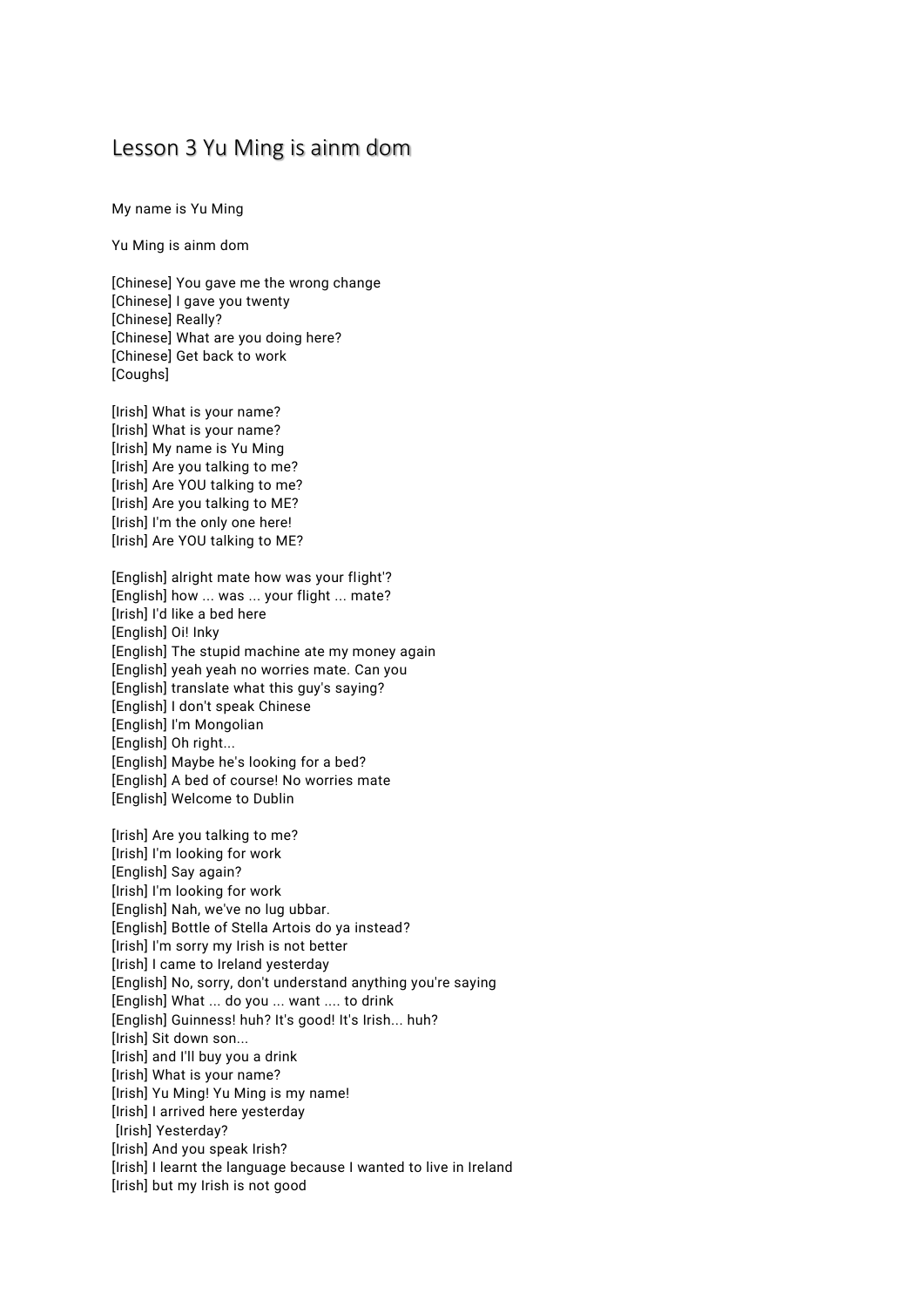# Lesson 3 Yu Ming is ainm dom

My name is Yu Ming

Yu Ming is ainm dom

[Chinese] You gave me the wrong change
[Chinese] I gave you twenty
[Chinese] Really?
[Chinese] What are you doing here?
[Chinese] Get back to work
[Coughs]

[Irish] What is your name?
[Irish] What is your name?
[Irish] My name is Yu Ming
[Irish] Are you talking to me?
[Irish] Are YOU talking to me?
[Irish] Are you talking to ME?
[Irish] I'm the only one here!
[Irish] Are YOU talking to ME?

[English] alright mate how was your flight'?
[English] how ... was ... your flight ... mate?
[Irish] I'd like a bed here
[English] Oi! Inky
[English] The stupid machine ate my money again
[English] yeah yeah no worries mate. Can you
[English] translate what this guy's saying?
[English] I don't speak Chinese
[English] I'm Mongolian
[English] Oh right...
[English] Maybe he's looking for a bed?
[English] A bed of course! No worries mate
[English] Welcome to Dublin

[Irish] Are you talking to me?
[Irish] I'm looking for work
[English] Say again?
[Irish] I'm looking for work
[English] Nah, we've no lug ubbar.
[English] Bottle of Stella Artois do ya instead?
[Irish] I'm sorry my Irish is not better
[Irish] I came to Ireland yesterday
[English] No, sorry, don't understand anything you're saying
[English] What ... do you ... want .... to drink
[English] Guinness! huh? It's good! It's Irish... huh?
[Irish] Sit down son...
[Irish] and I'll buy you a drink
[Irish] What is your name?
[Irish] Yu Ming! Yu Ming is my name!
[Irish] I arrived here yesterday
[Irish] Yesterday?
[Irish] And you speak Irish?
[Irish] I learnt the language because I wanted to live in Ireland
[Irish] but my Irish is not good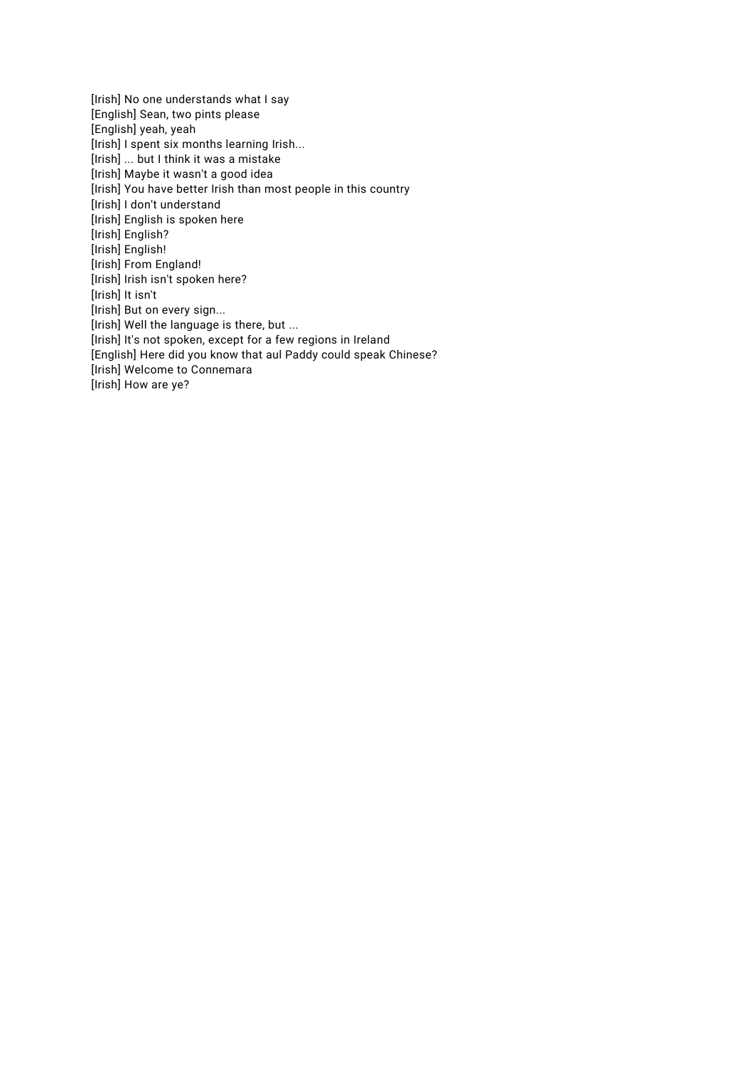[Irish] No one understands what I say
[English] Sean, two pints please
[English] yeah, yeah
[Irish] I spent six months learning Irish...
[Irish] ... but I think it was a mistake
[Irish] Maybe it wasn't a good idea
[Irish] You have better Irish than most people in this country
[Irish] I don't understand
[Irish] English is spoken here
[Irish] English?
[Irish] English!
[Irish] From England!
[Irish] Irish isn't spoken here?
[Irish] It isn't
[Irish] But on every sign...
[Irish] Well the language is there, but ...
[Irish] It's not spoken, except for a few regions in Ireland
[English] Here did you know that aul Paddy could speak Chinese?
[Irish] Welcome to Connemara
[Irish] How are ye?